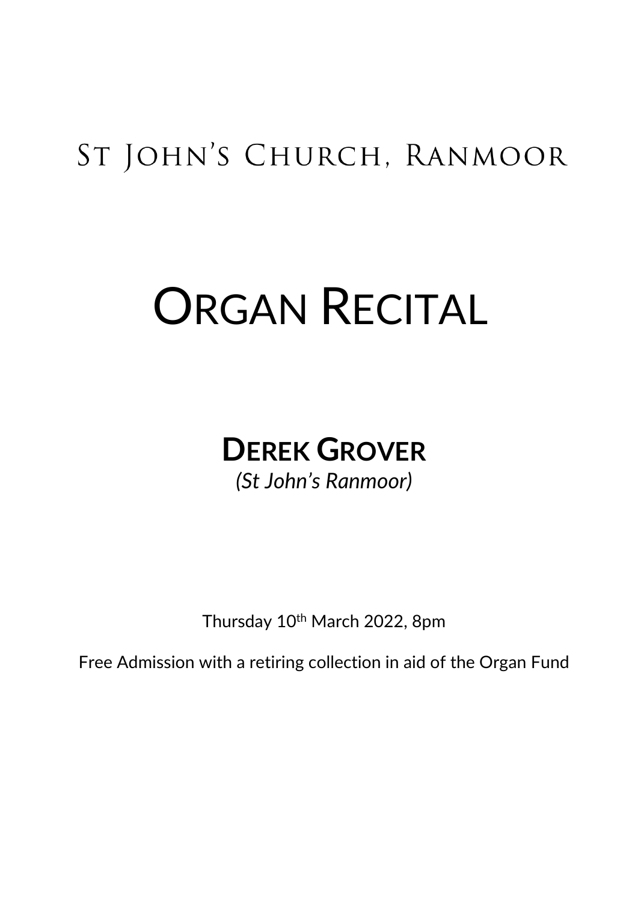## St John's Church, Ranmoor

# Organ Recital

## **Derek Grover**

*(St John's Ranmoor)*

Thursday 10th March 2022, 8pm

Free Admission with a retiring collection in aid of the Organ Fund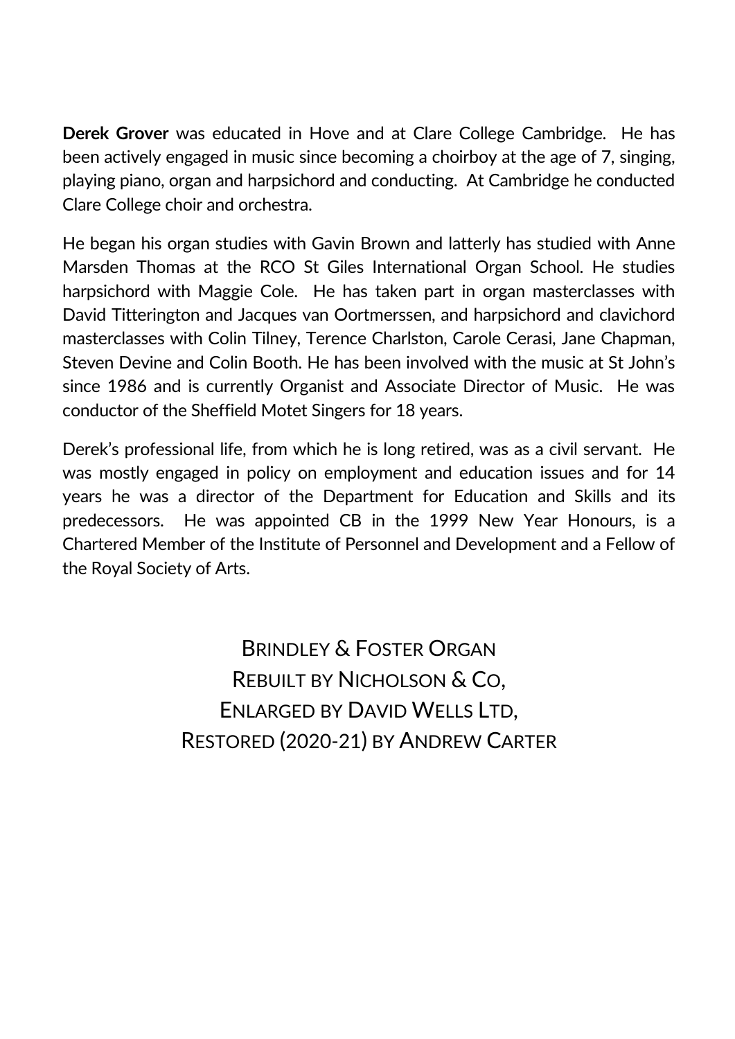**Derek Grover** was educated in Hove and at Clare College Cambridge. He has been actively engaged in music since becoming a choirboy at the age of 7, singing, playing piano, organ and harpsichord and conducting. At Cambridge he conducted Clare College choir and orchestra.

He began his organ studies with Gavin Brown and latterly has studied with Anne Marsden Thomas at the RCO St Giles International Organ School. He studies harpsichord with Maggie Cole. He has taken part in organ masterclasses with David Titterington and Jacques van Oortmerssen, and harpsichord and clavichord masterclasses with Colin Tilney, Terence Charlston, Carole Cerasi, Jane Chapman, Steven Devine and Colin Booth. He has been involved with the music at St John's since 1986 and is currently Organist and Associate Director of Music. He was conductor of the Sheffield Motet Singers for 18 years.

Derek's professional life, from which he is long retired, was as a civil servant. He was mostly engaged in policy on employment and education issues and for 14 years he was a director of the Department for Education and Skills and its predecessors. He was appointed CB in the 1999 New Year Honours, is a Chartered Member of the Institute of Personnel and Development and a Fellow of the Royal Society of Arts.

## BRINDLEY & FOSTER ORGAN
## REBUILT BY NICHOLSON & CO,
## ENLARGED BY DAVID WELLS LTD,
## RESTORED (2020-21) BY ANDREW CARTER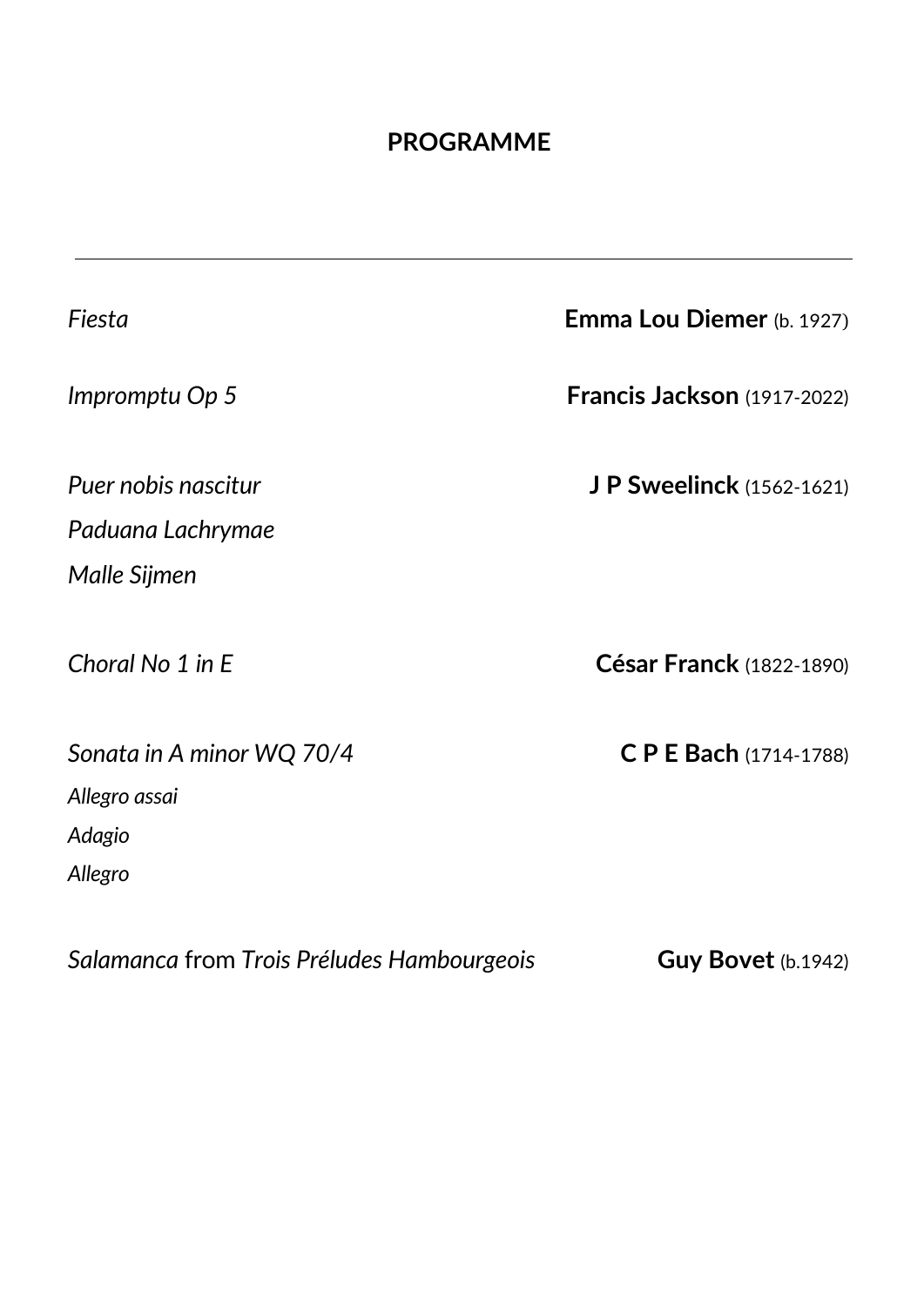**PROGRAMME**

---

*Fiesta* — **Emma Lou Diemer** (b. 1927)

*Impromptu Op 5* — **Francis Jackson** (1917-2022)

*Puer nobis nascitur* — **J P Sweelinck** (1562-1621)
*Paduana Lachrymae*
*Malle Sijmen*

*Choral No 1 in E* — **César Franck** (1822-1890)

*Sonata in A minor WQ 70/4* — **C P E Bach** (1714-1788)
*Allegro assai*
*Adagio*
*Allegro*

*Salamanca* from *Trois Préludes Hambourgeois* — **Guy Bovet** (b.1942)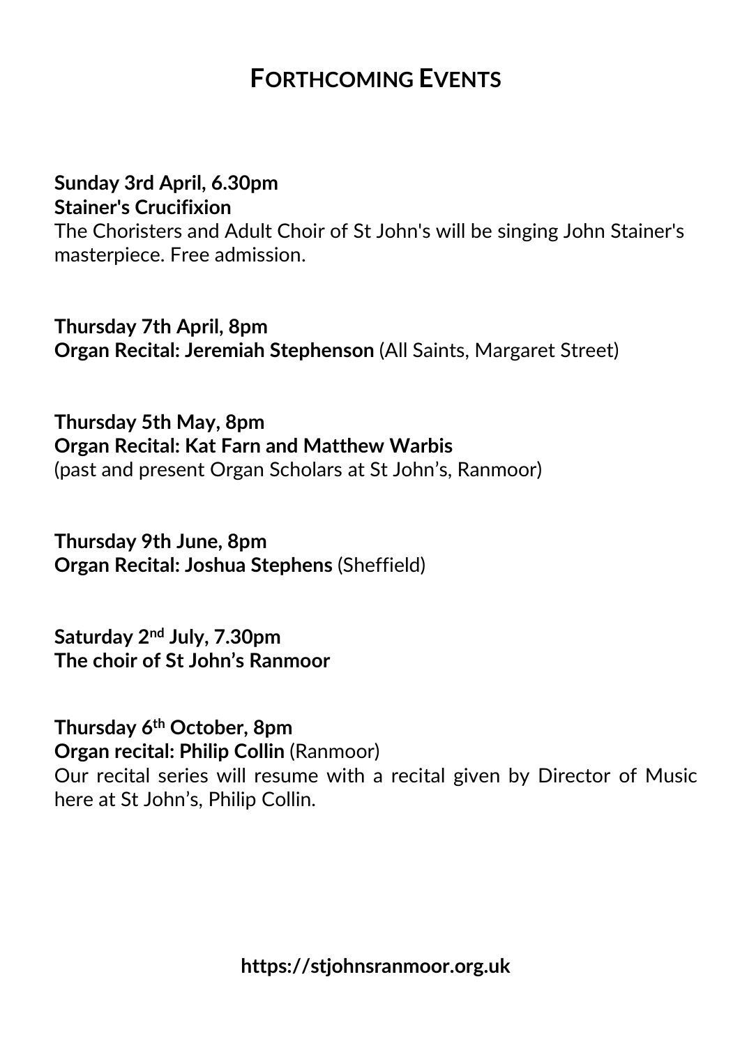# Forthcoming Events

**Sunday 3rd April, 6.30pm**
**Stainer's Crucifixion**
The Choristers and Adult Choir of St John's will be singing John Stainer's masterpiece. Free admission.

**Thursday 7th April, 8pm**
**Organ Recital: Jeremiah Stephenson** (All Saints, Margaret Street)

**Thursday 5th May, 8pm**
**Organ Recital: Kat Farn and Matthew Warbis**
(past and present Organ Scholars at St John's, Ranmoor)

**Thursday 9th June, 8pm**
**Organ Recital: Joshua Stephens** (Sheffield)

**Saturday 2nd July, 7.30pm**
**The choir of St John's Ranmoor**

**Thursday 6th October, 8pm**
**Organ recital: Philip Collin** (Ranmoor)
Our recital series will resume with a recital given by Director of Music here at St John's, Philip Collin.

**https://stjohnsranmoor.org.uk**